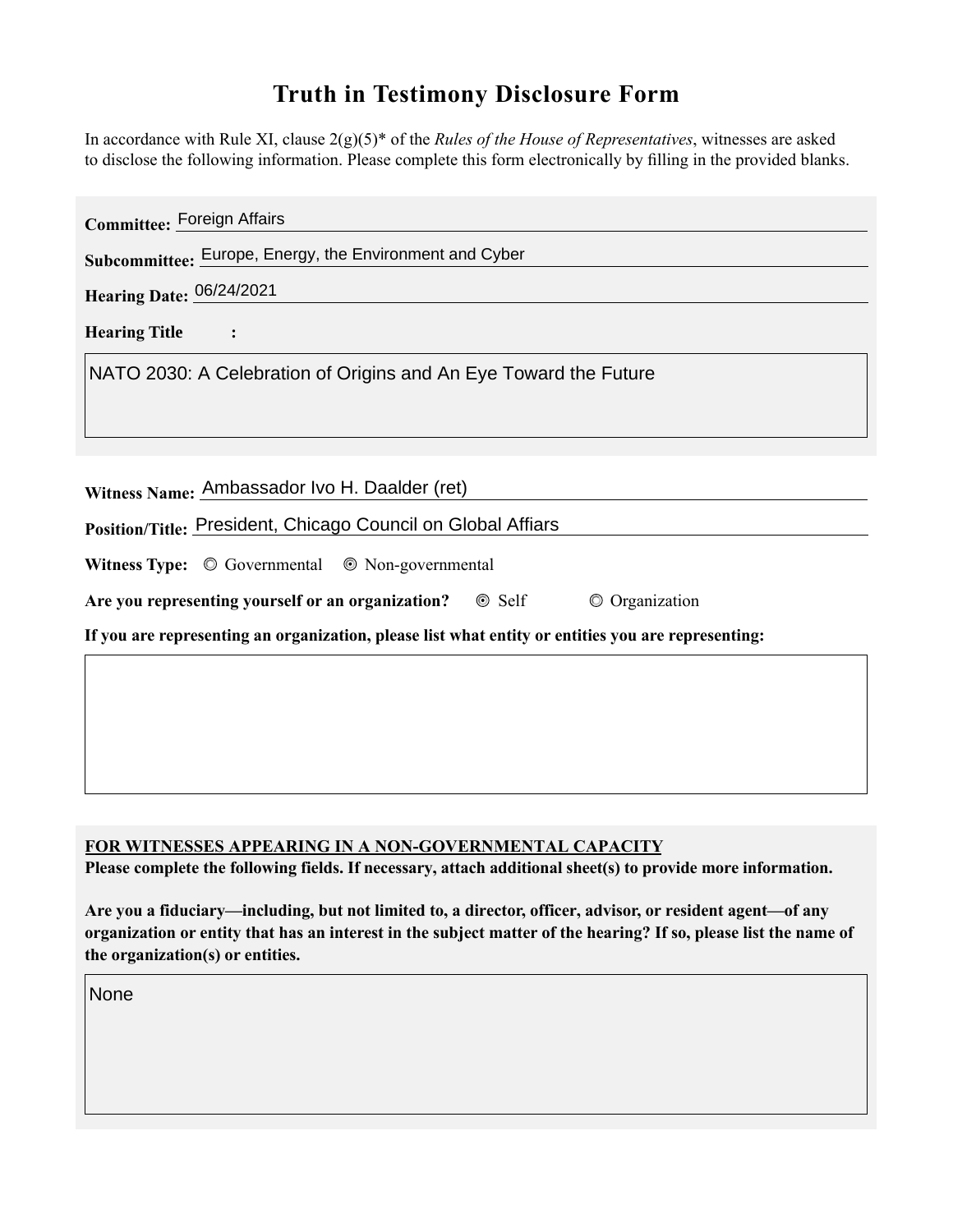# Truth in Testimony Disclosure Form

In accordance with Rule XI, clause 2(g)(5)* of the *Rules of the House of Representatives*, witnesses are asked to disclose the following information. Please complete this form electronically by filling in the provided blanks.

**Committee:** Foreign Affairs

**Subcommittee:** Europe, Energy, the Environment and Cyber

**Hearing Date:** 06/24/2021

**Hearing Title:**

NATO 2030: A Celebration of Origins and An Eye Toward the Future

**Witness Name:** Ambassador Ivo H. Daalder (ret)

**Position/Title:** President, Chicago Council on Global Affiars

**Witness Type:** ◎ Governmental ⦿ Non-governmental

**Are you representing yourself or an organization?** ⦿ Self ◎ Organization

**If you are representing an organization, please list what entity or entities you are representing:**

**FOR WITNESSES APPEARING IN A NON-GOVERNMENTAL CAPACITY**

**Please complete the following fields. If necessary, attach additional sheet(s) to provide more information.**

**Are you a fiduciary—including, but not limited to, a director, officer, advisor, or resident agent—of any organization or entity that has an interest in the subject matter of the hearing? If so, please list the name of the organization(s) or entities.**

None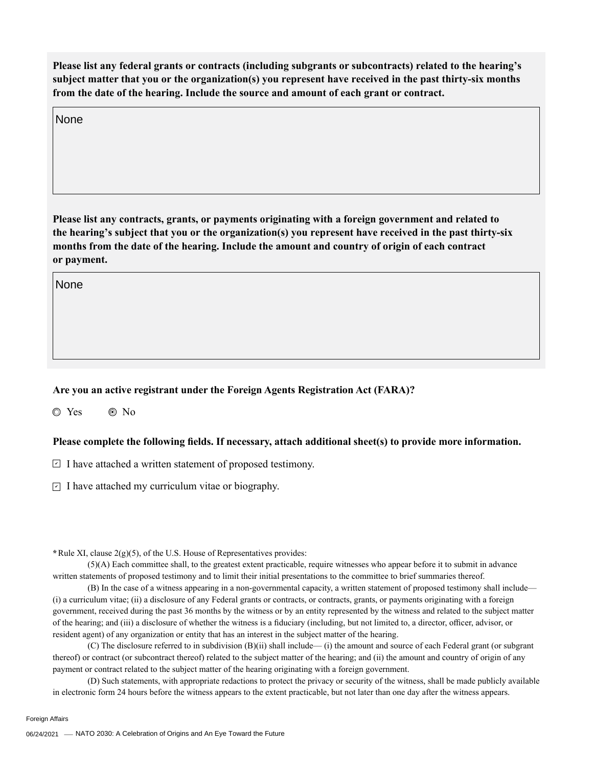**Please list any federal grants or contracts (including subgrants or subcontracts) related to the hearing's subject matter that you or the organization(s) you represent have received in the past thirty-six months from the date of the hearing. Include the source and amount of each grant or contract.**

None

**Please list any contracts, grants, or payments originating with a foreign government and related to the hearing's subject that you or the organization(s) you represent have received in the past thirty-six months from the date of the hearing. Include the amount and country of origin of each contract or payment.**

None

**Are you an active registrant under the Foreign Agents Registration Act (FARA)?**

◯ Yes ◉ No

**Please complete the following fields. If necessary, attach additional sheet(s) to provide more information.**

☑ I have attached a written statement of proposed testimony.

☑ I have attached my curriculum vitae or biography.

***** Rule XI, clause 2(g)(5), of the U.S. House of Representatives provides:

(5)(A) Each committee shall, to the greatest extent practicable, require witnesses who appear before it to submit in advance written statements of proposed testimony and to limit their initial presentations to the committee to brief summaries thereof.

(B) In the case of a witness appearing in a non-governmental capacity, a written statement of proposed testimony shall include— (i) a curriculum vitae; (ii) a disclosure of any Federal grants or contracts, or contracts, grants, or payments originating with a foreign government, received during the past 36 months by the witness or by an entity represented by the witness and related to the subject matter of the hearing; and (iii) a disclosure of whether the witness is a fiduciary (including, but not limited to, a director, officer, advisor, or resident agent) of any organization or entity that has an interest in the subject matter of the hearing.

(C) The disclosure referred to in subdivision (B)(ii) shall include— (i) the amount and source of each Federal grant (or subgrant thereof) or contract (or subcontract thereof) related to the subject matter of the hearing; and (ii) the amount and country of origin of any payment or contract related to the subject matter of the hearing originating with a foreign government.

(D) Such statements, with appropriate redactions to protect the privacy or security of the witness, shall be made publicly available in electronic form 24 hours before the witness appears to the extent practicable, but not later than one day after the witness appears.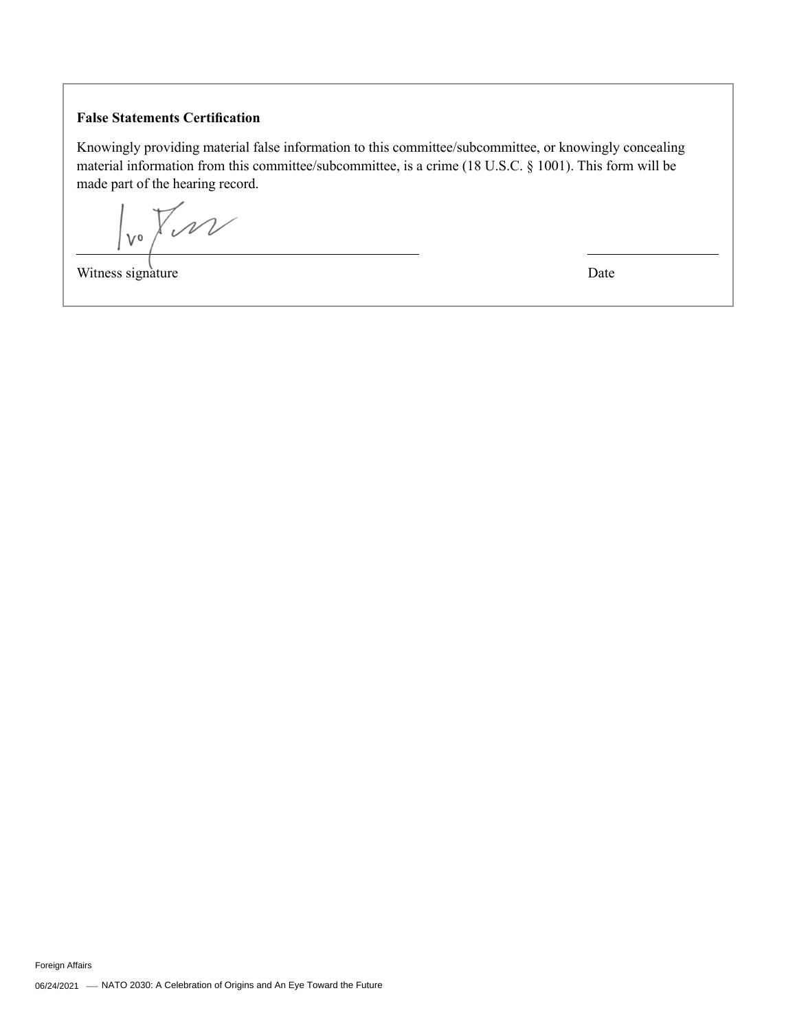**False Statements Certification**

Knowingly providing material false information to this committee/subcommittee, or knowingly concealing material information from this committee/subcommittee, is a crime (18 U.S.C. § 1001). This form will be made part of the hearing record.

Ivo Daalder

Witness signature

Date